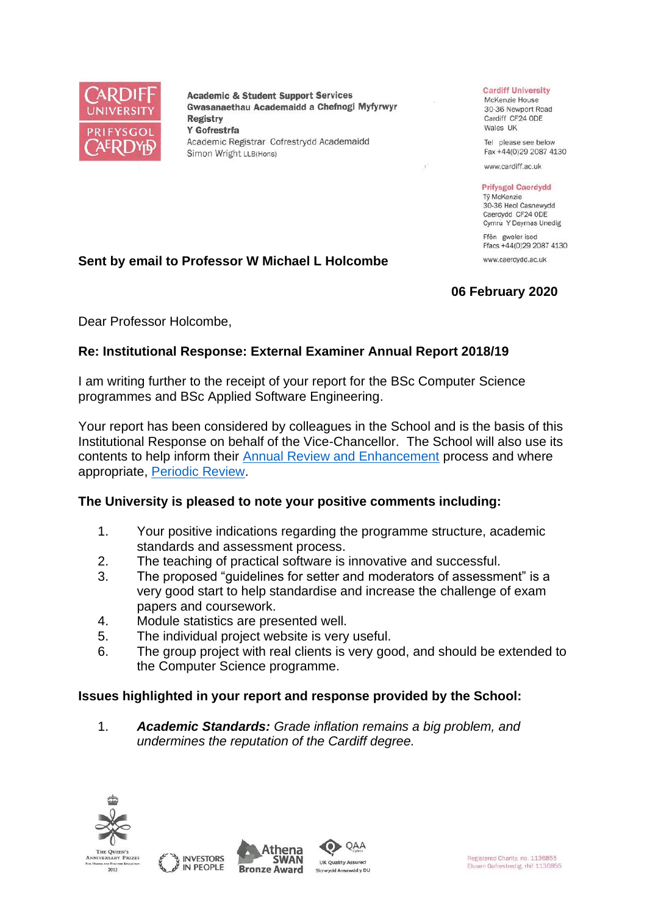CARDIFF UNIVERSITY
PRIFYSGOL CAERDYD

**Academic & Student Support Services**
**Gwasanaethau Academaidd a Chefnogi Myfyrwyr**
**Registry**
**Y Gofrestrfa**
Academic Registrar Cofrestrydd Academaidd
Simon Wright LLB(Hons)

**Cardiff University**
McKenzie House
30-36 Newport Road
Cardiff CF24 0DE
Wales UK

Tel please see below
Fax +44(0)29 2087 4130

www.cardiff.ac.uk

**Prifysgol Caerdydd**
Tŷ McKenzie
30-36 Heol Casnewydd
Caerdydd CF24 0DE
Cymru Y Deyrnas Unedig

Ffôn gweler isod
Ffacs +44(0)29 2087 4130

www.caerdydd.ac.uk

**Sent by email to Professor W Michael L Holcombe**

**06 February 2020**

Dear Professor Holcombe,

**Re: Institutional Response: External Examiner Annual Report 2018/19**

I am writing further to the receipt of your report for the BSc Computer Science programmes and BSc Applied Software Engineering.

Your report has been considered by colleagues in the School and is the basis of this Institutional Response on behalf of the Vice-Chancellor. The School will also use its contents to help inform their Annual Review and Enhancement process and where appropriate, Periodic Review.

**The University is pleased to note your positive comments including:**

1. Your positive indications regarding the programme structure, academic standards and assessment process.
2. The teaching of practical software is innovative and successful.
3. The proposed "guidelines for setter and moderators of assessment" is a very good start to help standardise and increase the challenge of exam papers and coursework.
4. Module statistics are presented well.
5. The individual project website is very useful.
6. The group project with real clients is very good, and should be extended to the Computer Science programme.

**Issues highlighted in your report and response provided by the School:**

1. ***Academic Standards:*** *Grade inflation remains a big problem, and undermines the reputation of the Cardiff degree.*

The Queen's Anniversary Prizes 2013 · Investors in People · Athena SWAN Bronze Award · QAA UK Quality Assured / Sicrwydd Ansawdd y DU

Registered Charity, no. 1136855
Elusen Gofrestredig, rhif 1136855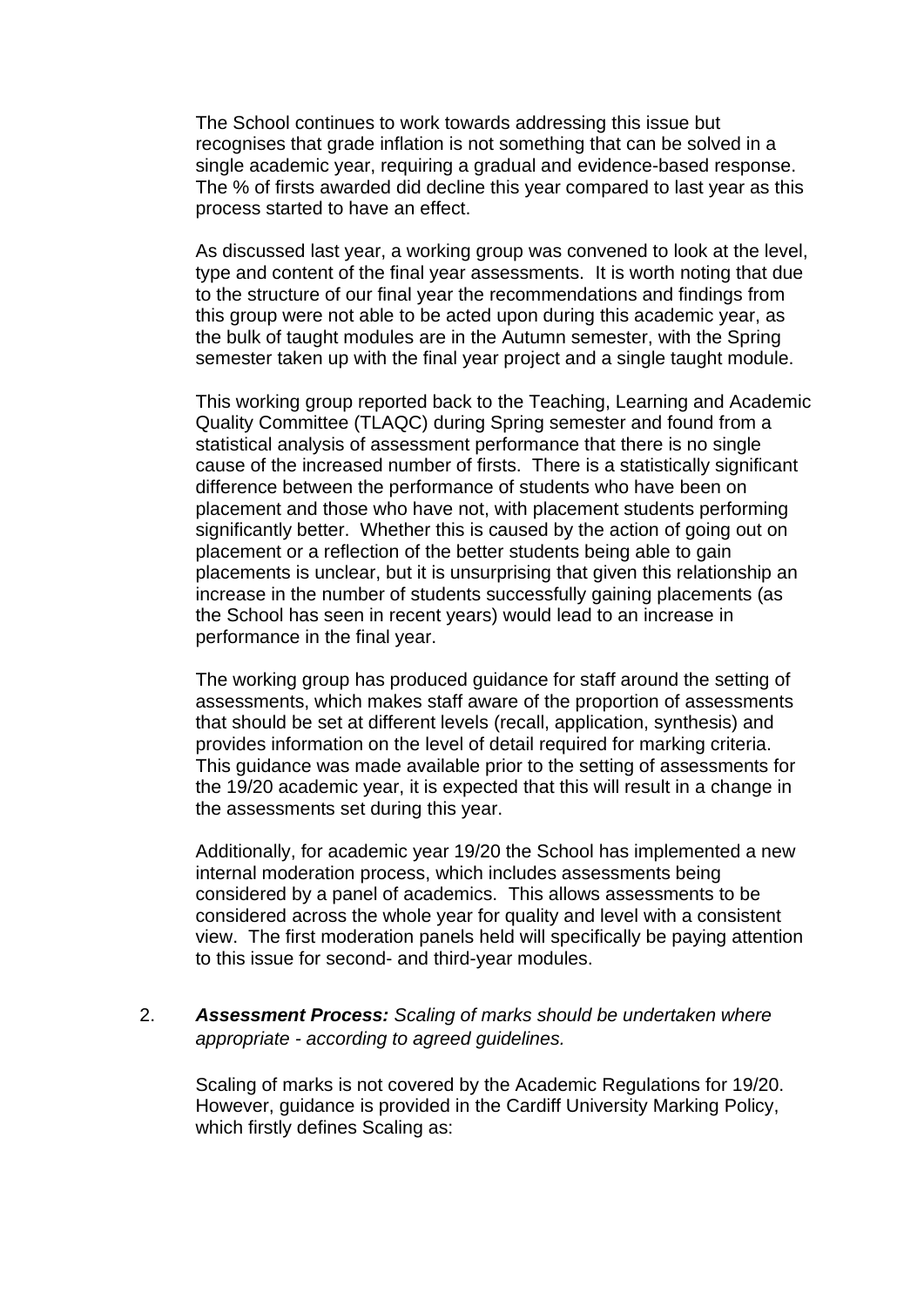The School continues to work towards addressing this issue but recognises that grade inflation is not something that can be solved in a single academic year, requiring a gradual and evidence-based response. The % of firsts awarded did decline this year compared to last year as this process started to have an effect.

As discussed last year, a working group was convened to look at the level, type and content of the final year assessments. It is worth noting that due to the structure of our final year the recommendations and findings from this group were not able to be acted upon during this academic year, as the bulk of taught modules are in the Autumn semester, with the Spring semester taken up with the final year project and a single taught module.

This working group reported back to the Teaching, Learning and Academic Quality Committee (TLAQC) during Spring semester and found from a statistical analysis of assessment performance that there is no single cause of the increased number of firsts. There is a statistically significant difference between the performance of students who have been on placement and those who have not, with placement students performing significantly better. Whether this is caused by the action of going out on placement or a reflection of the better students being able to gain placements is unclear, but it is unsurprising that given this relationship an increase in the number of students successfully gaining placements (as the School has seen in recent years) would lead to an increase in performance in the final year.

The working group has produced guidance for staff around the setting of assessments, which makes staff aware of the proportion of assessments that should be set at different levels (recall, application, synthesis) and provides information on the level of detail required for marking criteria. This guidance was made available prior to the setting of assessments for the 19/20 academic year, it is expected that this will result in a change in the assessments set during this year.

Additionally, for academic year 19/20 the School has implemented a new internal moderation process, which includes assessments being considered by a panel of academics. This allows assessments to be considered across the whole year for quality and level with a consistent view. The first moderation panels held will specifically be paying attention to this issue for second- and third-year modules.

2. ***Assessment Process:*** *Scaling of marks should be undertaken where appropriate - according to agreed guidelines.*

   Scaling of marks is not covered by the Academic Regulations for 19/20. However, guidance is provided in the Cardiff University Marking Policy, which firstly defines Scaling as: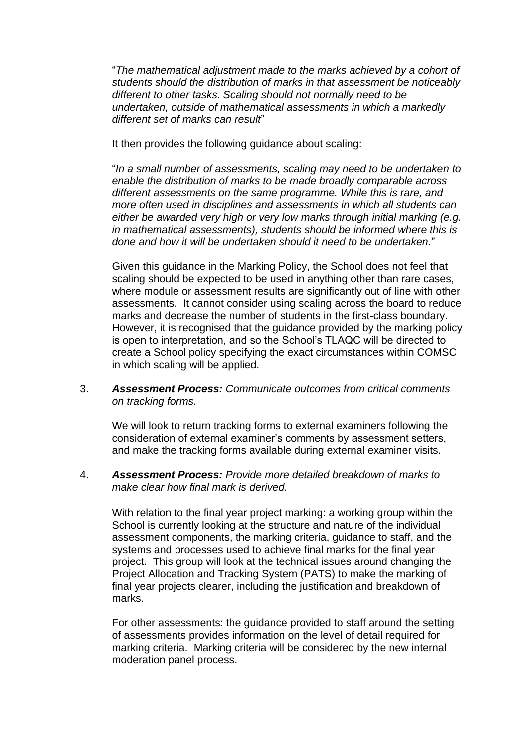"*The mathematical adjustment made to the marks achieved by a cohort of students should the distribution of marks in that assessment be noticeably different to other tasks. Scaling should not normally need to be undertaken, outside of mathematical assessments in which a markedly different set of marks can result*"

It then provides the following guidance about scaling:

"*In a small number of assessments, scaling may need to be undertaken to enable the distribution of marks to be made broadly comparable across different assessments on the same programme. While this is rare, and more often used in disciplines and assessments in which all students can either be awarded very high or very low marks through initial marking (e.g. in mathematical assessments), students should be informed where this is done and how it will be undertaken should it need to be undertaken.*"

Given this guidance in the Marking Policy, the School does not feel that scaling should be expected to be used in anything other than rare cases, where module or assessment results are significantly out of line with other assessments. It cannot consider using scaling across the board to reduce marks and decrease the number of students in the first-class boundary. However, it is recognised that the guidance provided by the marking policy is open to interpretation, and so the School's TLAQC will be directed to create a School policy specifying the exact circumstances within COMSC in which scaling will be applied.

3. ***Assessment Process:*** *Communicate outcomes from critical comments on tracking forms.*

   We will look to return tracking forms to external examiners following the consideration of external examiner's comments by assessment setters, and make the tracking forms available during external examiner visits.

4. ***Assessment Process:*** *Provide more detailed breakdown of marks to make clear how final mark is derived.*

   With relation to the final year project marking: a working group within the School is currently looking at the structure and nature of the individual assessment components, the marking criteria, guidance to staff, and the systems and processes used to achieve final marks for the final year project. This group will look at the technical issues around changing the Project Allocation and Tracking System (PATS) to make the marking of final year projects clearer, including the justification and breakdown of marks.

   For other assessments: the guidance provided to staff around the setting of assessments provides information on the level of detail required for marking criteria. Marking criteria will be considered by the new internal moderation panel process.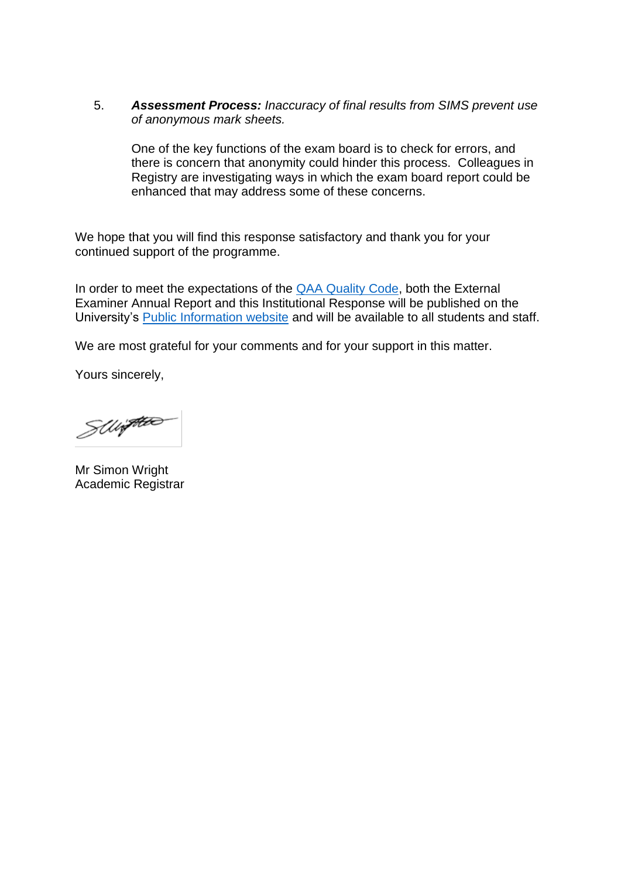5. ***Assessment Process:*** *Inaccuracy of final results from SIMS prevent use of anonymous mark sheets.*

   One of the key functions of the exam board is to check for errors, and there is concern that anonymity could hinder this process. Colleagues in Registry are investigating ways in which the exam board report could be enhanced that may address some of these concerns.

We hope that you will find this response satisfactory and thank you for your continued support of the programme.

In order to meet the expectations of the [QAA Quality Code](), both the External Examiner Annual Report and this Institutional Response will be published on the University's [Public Information website]() and will be available to all students and staff.

We are most grateful for your comments and for your support in this matter.

Yours sincerely,

Mr Simon Wright
Academic Registrar